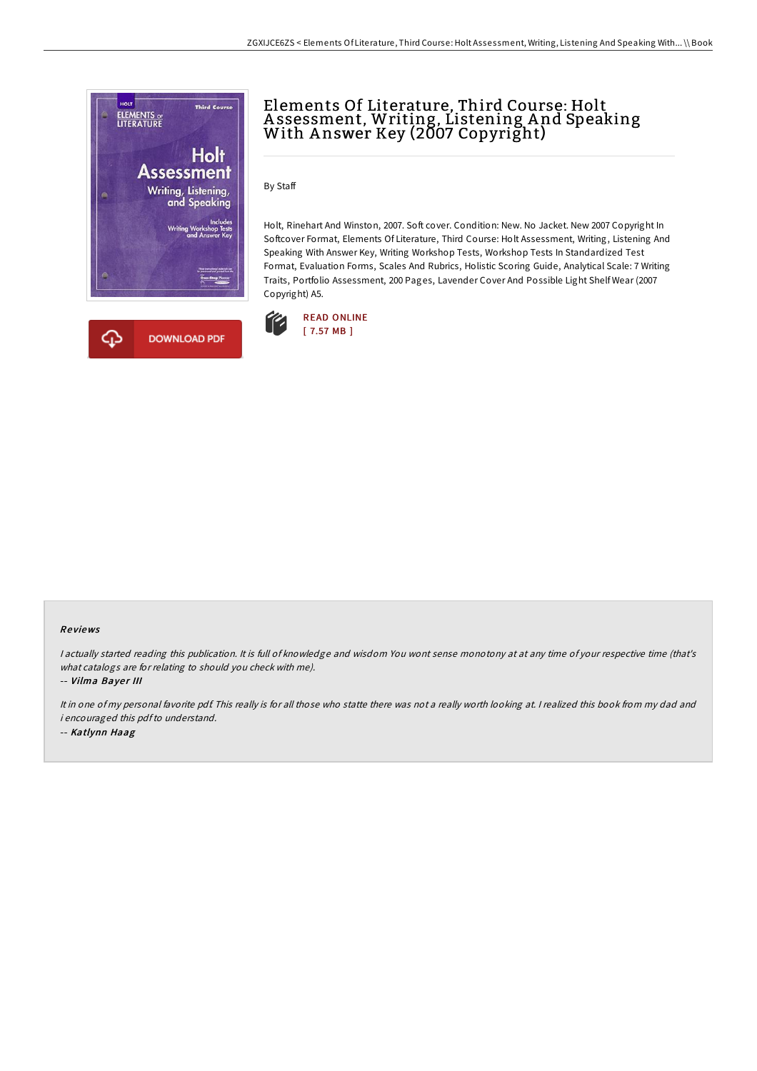# Elements Of Literature, Third Course: Holt Assessment, Writing, Listening And Speaking With Answer Key (2007 Copyright)

By Staff

Holt, Rinehart And Winston, 2007. Soft cover. Condition: New. No Jacket. New 2007 Copyright In Softcover Format, Elements Of Literature, Third Course: Holt Assessment, Writing, Listening And Speaking With Answer Key, Writing Workshop Tests, Workshop Tests In Standardized Test Format, Evaluation Forms, Scales And Rubrics, Holistic Scoring Guide, Analytical Scale: 7 Writing Traits, Portfolio Assessment, 200 Pages, Lavender Cover And Possible Light Shelf Wear (2007 Copyright) A5.

READ ONLINE
[ 7.57 MB ]

DOWNLOAD PDF

## Reviews

*I actually started reading this publication. It is full of knowledge and wisdom You wont sense monotony at at any time of your respective time (that's what catalogs are for relating to should you check with me).*

-- ***Vilma Bayer III***

*It in one of my personal favorite pdf. This really is for all those who statte there was not a really worth looking at. I realized this book from my dad and i encouraged this pdf to understand.*

-- ***Katlynn Haag***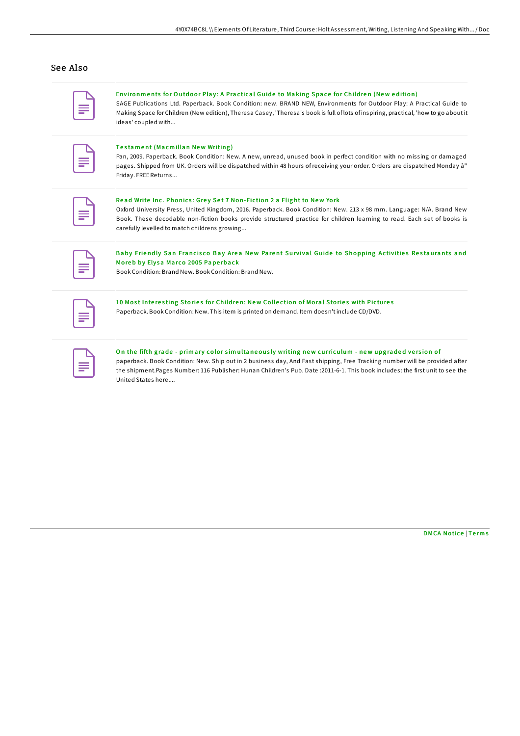## See Also

**Environments for Outdoor Play: A Practical Guide to Making Space for Children (New edition)**

SAGE Publications Ltd. Paperback. Book Condition: new. BRAND NEW, Environments for Outdoor Play: A Practical Guide to Making Space for Children (New edition), Theresa Casey, 'Theresa's book is full of lots of inspiring, practical, 'how to go about it ideas' coupled with...

**Testament (Macmillan New Writing)**

Pan, 2009. Paperback. Book Condition: New. A new, unread, unused book in perfect condition with no missing or damaged pages. Shipped from UK. Orders will be dispatched within 48 hours of receiving your order. Orders are dispatched Monday â" Friday. FREE Returns...

**Read Write Inc. Phonics: Grey Set 7 Non-Fiction 2 a Flight to New York**

Oxford University Press, United Kingdom, 2016. Paperback. Book Condition: New. 213 x 98 mm. Language: N/A. Brand New Book. These decodable non-fiction books provide structured practice for children learning to read. Each set of books is carefully levelled to match childrens growing...

**Baby Friendly San Francisco Bay Area New Parent Survival Guide to Shopping Activities Restaurants and Moreb by Elysa Marco 2005 Paperback**

Book Condition: Brand New. Book Condition: Brand New.

**10 Most Interesting Stories for Children: New Collection of Moral Stories with Pictures**

Paperback. Book Condition: New. This item is printed on demand. Item doesn't include CD/DVD.

**On the fifth grade - primary color simultaneously writing new curriculum - new upgraded version of**

paperback. Book Condition: New. Ship out in 2 business day, And Fast shipping, Free Tracking number will be provided after the shipment.Pages Number: 116 Publisher: Hunan Children's Pub. Date :2011-6-1. This book includes: the first unit to see the United States here....

DMCA Notice | Terms